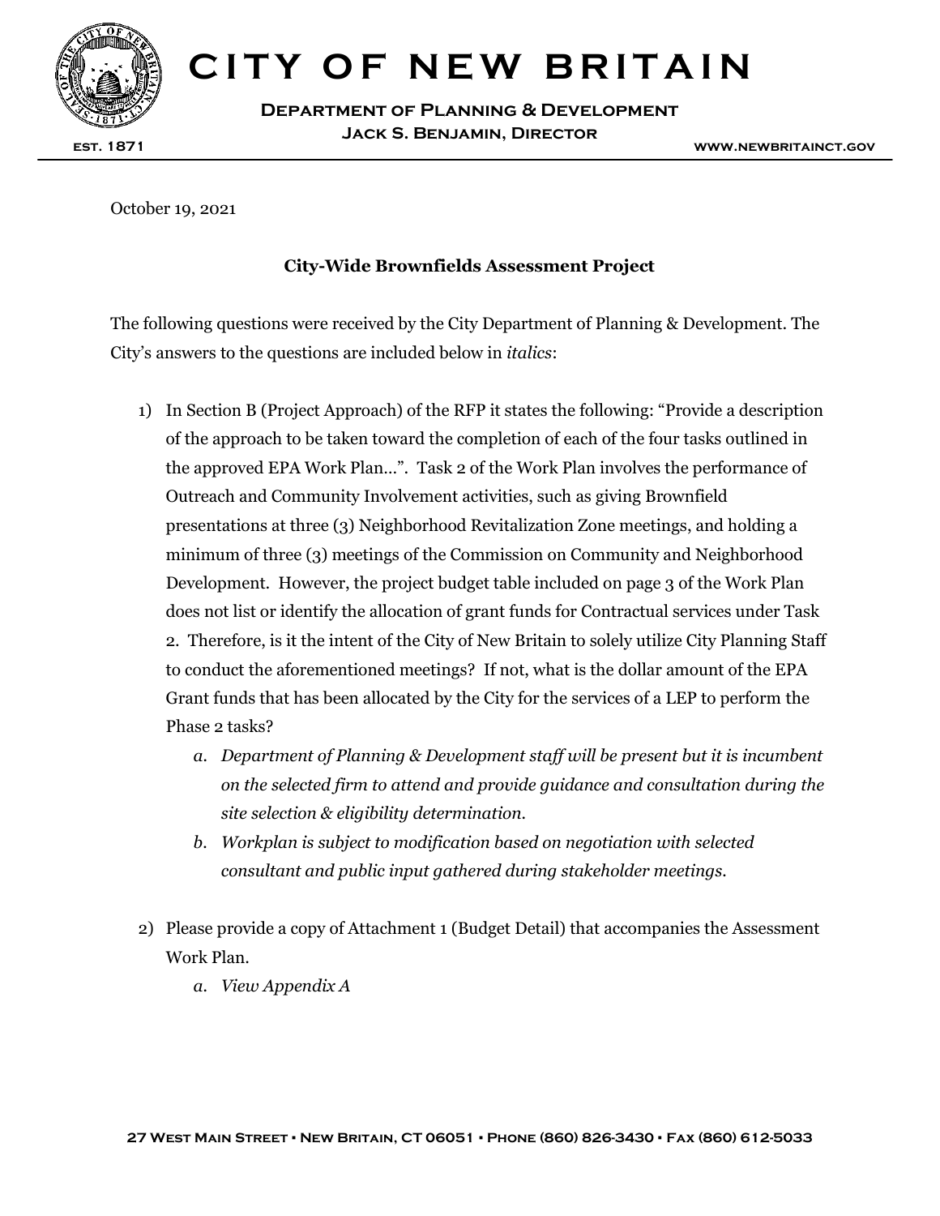# CITY OF NEW BRITAIN

**DEPARTMENT OF PLANNING & DEVELOPMENT**
**JACK S. BENJAMIN, DIRECTOR**

EST. 1871 WWW.NEWBRITAINCT.GOV

October 19, 2021

**City-Wide Brownfields Assessment Project**

The following questions were received by the City Department of Planning & Development. The City's answers to the questions are included below in *italics*:

1) In Section B (Project Approach) of the RFP it states the following: "Provide a description of the approach to be taken toward the completion of each of the four tasks outlined in the approved EPA Work Plan…". Task 2 of the Work Plan involves the performance of Outreach and Community Involvement activities, such as giving Brownfield presentations at three (3) Neighborhood Revitalization Zone meetings, and holding a minimum of three (3) meetings of the Commission on Community and Neighborhood Development. However, the project budget table included on page 3 of the Work Plan does not list or identify the allocation of grant funds for Contractual services under Task 2. Therefore, is it the intent of the City of New Britain to solely utilize City Planning Staff to conduct the aforementioned meetings? If not, what is the dollar amount of the EPA Grant funds that has been allocated by the City for the services of a LEP to perform the Phase 2 tasks?
   a. *Department of Planning & Development staff will be present but it is incumbent on the selected firm to attend and provide guidance and consultation during the site selection & eligibility determination.*
   b. *Workplan is subject to modification based on negotiation with selected consultant and public input gathered during stakeholder meetings.*

2) Please provide a copy of Attachment 1 (Budget Detail) that accompanies the Assessment Work Plan.
   a. *View Appendix A*

27 West Main Street • New Britain, CT 06051 • Phone (860) 826-3430 • Fax (860) 612-5033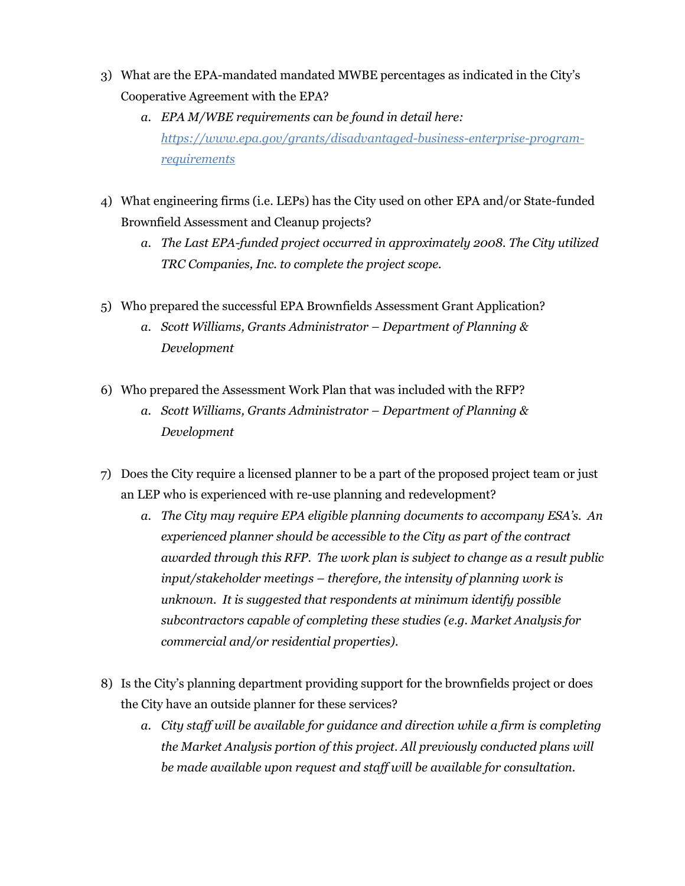3) What are the EPA-mandated mandated MWBE percentages as indicated in the City's Cooperative Agreement with the EPA?
    a. *EPA M/WBE requirements can be found in detail here: [https://www.epa.gov/grants/disadvantaged-business-enterprise-program-requirements](https://www.epa.gov/grants/disadvantaged-business-enterprise-program-requirements)*

4) What engineering firms (i.e. LEPs) has the City used on other EPA and/or State-funded Brownfield Assessment and Cleanup projects?
    a. *The Last EPA-funded project occurred in approximately 2008. The City utilized TRC Companies, Inc. to complete the project scope.*

5) Who prepared the successful EPA Brownfields Assessment Grant Application?
    a. *Scott Williams, Grants Administrator – Department of Planning & Development*

6) Who prepared the Assessment Work Plan that was included with the RFP?
    a. *Scott Williams, Grants Administrator – Department of Planning & Development*

7) Does the City require a licensed planner to be a part of the proposed project team or just an LEP who is experienced with re-use planning and redevelopment?
    a. *The City may require EPA eligible planning documents to accompany ESA's. An experienced planner should be accessible to the City as part of the contract awarded through this RFP. The work plan is subject to change as a result public input/stakeholder meetings – therefore, the intensity of planning work is unknown. It is suggested that respondents at minimum identify possible subcontractors capable of completing these studies (e.g. Market Analysis for commercial and/or residential properties).*

8) Is the City's planning department providing support for the brownfields project or does the City have an outside planner for these services?
    a. *City staff will be available for guidance and direction while a firm is completing the Market Analysis portion of this project. All previously conducted plans will be made available upon request and staff will be available for consultation.*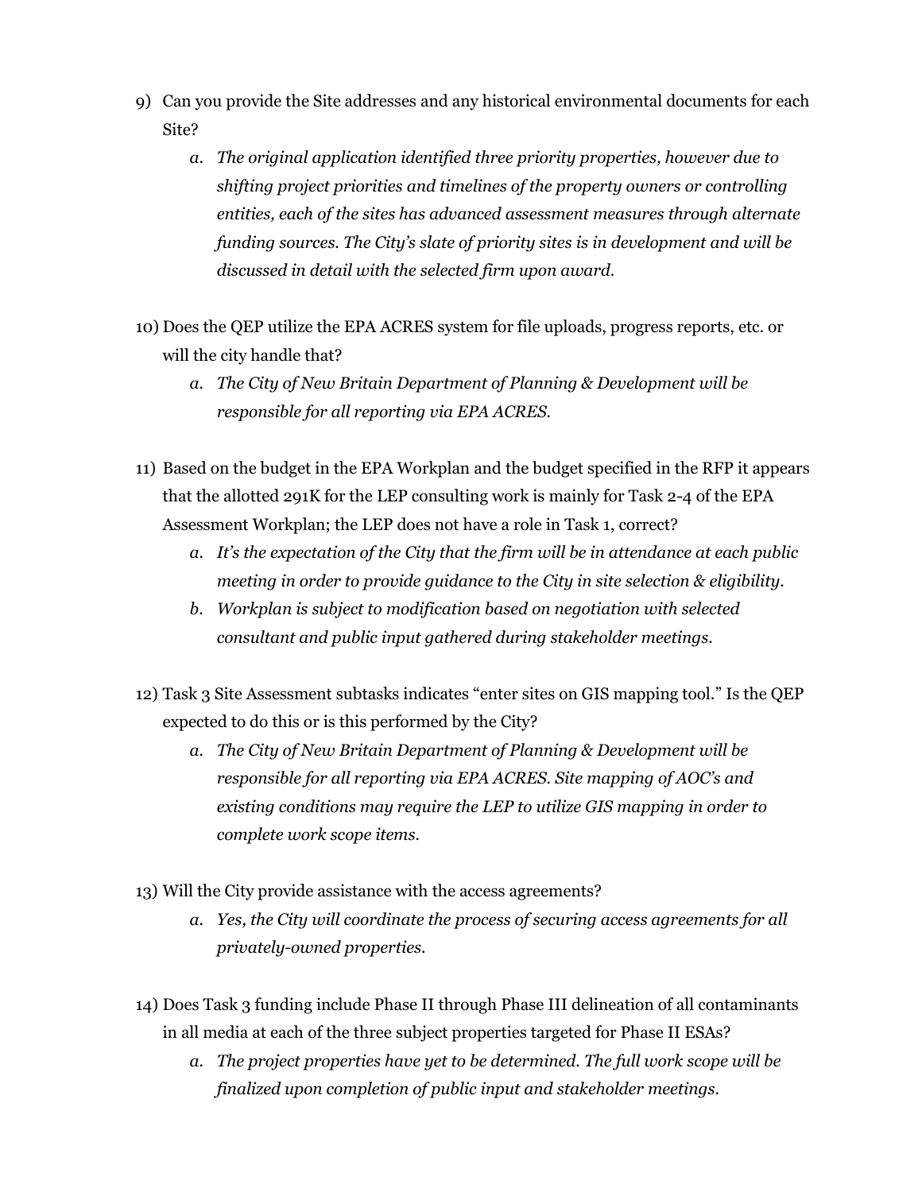9) Can you provide the Site addresses and any historical environmental documents for each Site?
   a. *The original application identified three priority properties, however due to shifting project priorities and timelines of the property owners or controlling entities, each of the sites has advanced assessment measures through alternate funding sources. The City's slate of priority sites is in development and will be discussed in detail with the selected firm upon award.*

10) Does the QEP utilize the EPA ACRES system for file uploads, progress reports, etc. or will the city handle that?
    a. *The City of New Britain Department of Planning & Development will be responsible for all reporting via EPA ACRES.*

11) Based on the budget in the EPA Workplan and the budget specified in the RFP it appears that the allotted 291K for the LEP consulting work is mainly for Task 2-4 of the EPA Assessment Workplan; the LEP does not have a role in Task 1, correct?
    a. *It's the expectation of the City that the firm will be in attendance at each public meeting in order to provide guidance to the City in site selection & eligibility.*
    b. *Workplan is subject to modification based on negotiation with selected consultant and public input gathered during stakeholder meetings.*

12) Task 3 Site Assessment subtasks indicates "enter sites on GIS mapping tool." Is the QEP expected to do this or is this performed by the City?
    a. *The City of New Britain Department of Planning & Development will be responsible for all reporting via EPA ACRES. Site mapping of AOC's and existing conditions may require the LEP to utilize GIS mapping in order to complete work scope items.*

13) Will the City provide assistance with the access agreements?
    a. *Yes, the City will coordinate the process of securing access agreements for all privately-owned properties.*

14) Does Task 3 funding include Phase II through Phase III delineation of all contaminants in all media at each of the three subject properties targeted for Phase II ESAs?
    a. *The project properties have yet to be determined. The full work scope will be finalized upon completion of public input and stakeholder meetings.*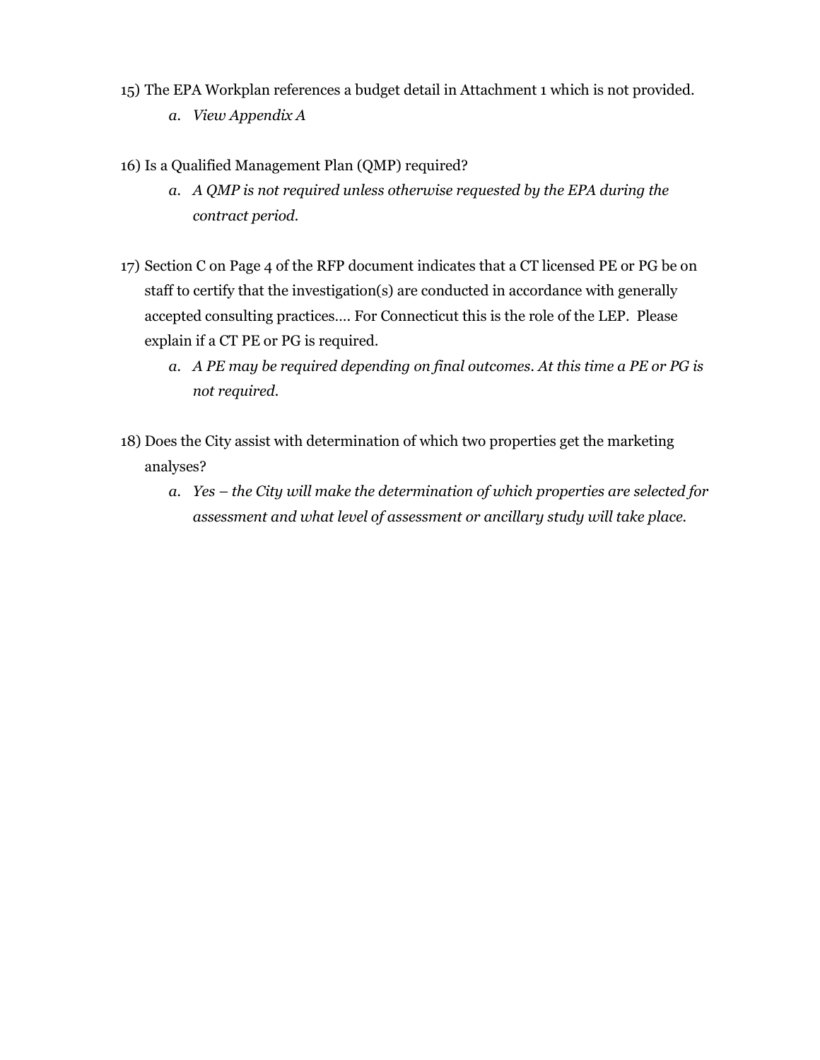15) The EPA Workplan references a budget detail in Attachment 1 which is not provided.
    a. *View Appendix A*

16) Is a Qualified Management Plan (QMP) required?
    a. *A QMP is not required unless otherwise requested by the EPA during the contract period.*

17) Section C on Page 4 of the RFP document indicates that a CT licensed PE or PG be on staff to certify that the investigation(s) are conducted in accordance with generally accepted consulting practices…. For Connecticut this is the role of the LEP. Please explain if a CT PE or PG is required.
    a. *A PE may be required depending on final outcomes. At this time a PE or PG is not required.*

18) Does the City assist with determination of which two properties get the marketing analyses?
    a. *Yes – the City will make the determination of which properties are selected for assessment and what level of assessment or ancillary study will take place.*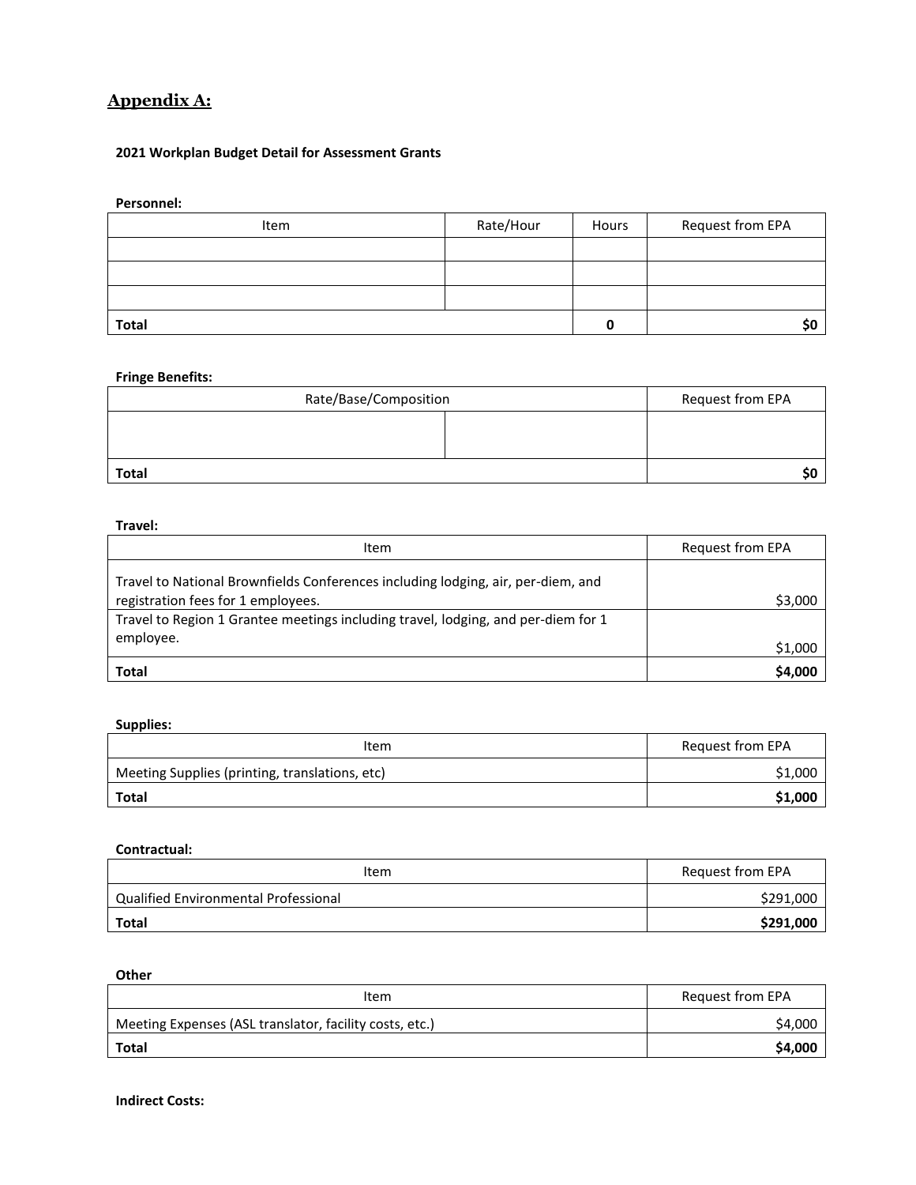## Appendix A:

**2021 Workplan Budget Detail for Assessment Grants**

**Personnel:**

| Item | Rate/Hour | Hours | Request from EPA |
|---|---|---|---|
| | | | |
| | | | |
| | | | |
| **Total** | | **0** | **$0** |

**Fringe Benefits:**

| Rate/Base/Composition | | Request from EPA |
|---|---|---|
| | | |
| **Total** | | **$0** |

**Travel:**

| Item | Request from EPA |
|---|---|
| Travel to National Brownfields Conferences including lodging, air, per-diem, and registration fees for 1 employees. | $3,000 |
| Travel to Region 1 Grantee meetings including travel, lodging, and per-diem for 1 employee. | $1,000 |
| **Total** | **$4,000** |

**Supplies:**

| Item | Request from EPA |
|---|---|
| Meeting Supplies (printing, translations, etc) | $1,000 |
| **Total** | **$1,000** |

**Contractual:**

| Item | Request from EPA |
|---|---|
| Qualified Environmental Professional | $291,000 |
| **Total** | **$291,000** |

**Other**

| Item | Request from EPA |
|---|---|
| Meeting Expenses (ASL translator, facility costs, etc.) | $4,000 |
| **Total** | **$4,000** |

**Indirect Costs:**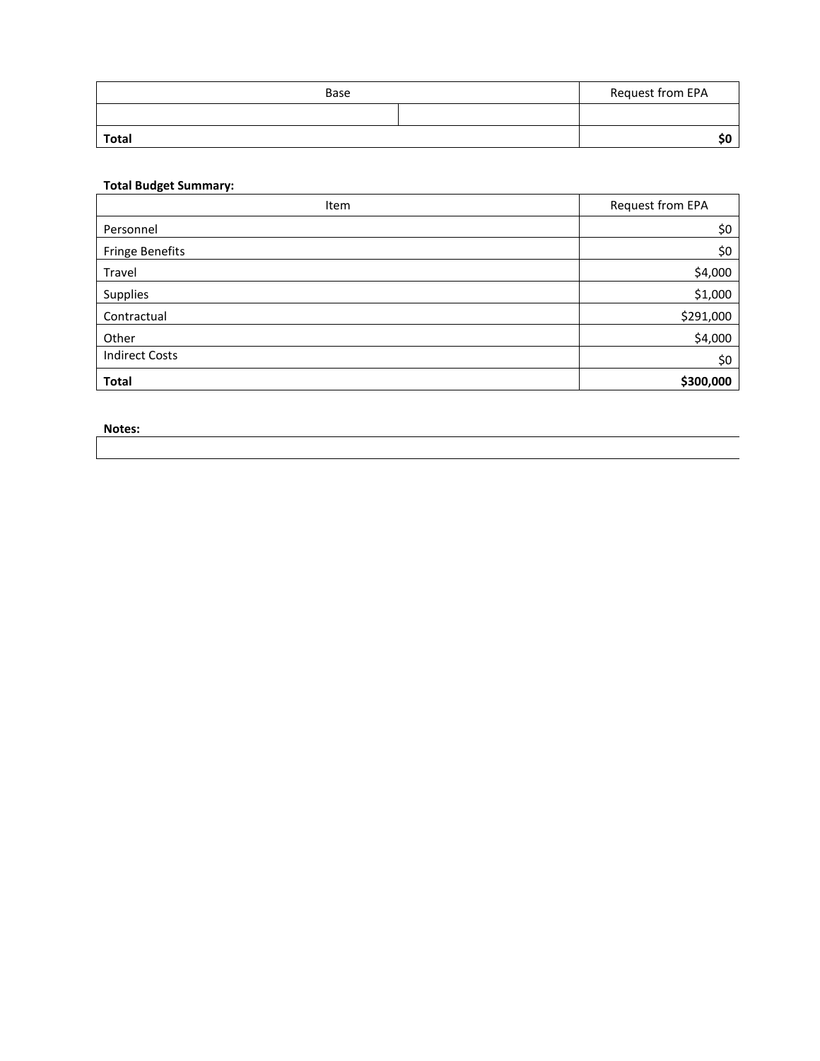| Base | | Request from EPA |
|---|---|---|
| | | |
| **Total** | | **$0** |

**Total Budget Summary:**

| Item | Request from EPA |
|---|---|
| Personnel | $0 |
| Fringe Benefits | $0 |
| Travel | $4,000 |
| Supplies | $1,000 |
| Contractual | $291,000 |
| Other | $4,000 |
| Indirect Costs | $0 |
| **Total** | **$300,000** |

**Notes:**

| |
|---|
| |